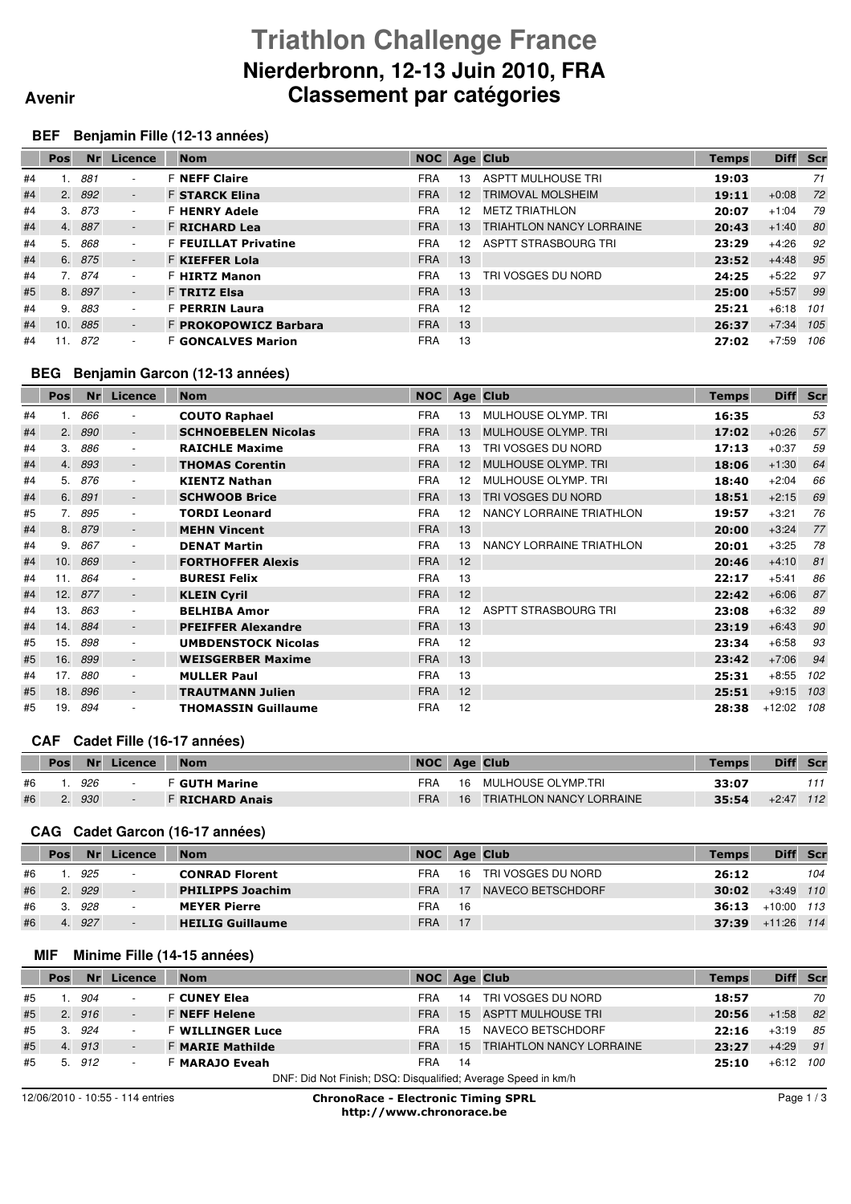# Triathlon Challenge France

## Nierderbronn, 12-13 Juin 2010, FRA

## Classement par catégories

**Avenir**

### BEF Benjamin Fille (12-13 années)

| | Pos | Nr | Licence | Nom | NOC | Age | Club | Temps | Diff | Scr |
|---|---|---|---|---|---|---|---|---|---|---|
| #4 | 1. | 881 | - | F **NEFF Claire** | FRA | 13 | ASPTT MULHOUSE TRI | **19:03** | | 71 |
| #4 | 2. | 892 | - | F **STARCK Elina** | FRA | 12 | TRIMOVAL MOLSHEIM | **19:11** | +0:08 | 72 |
| #4 | 3. | 873 | - | F **HENRY Adele** | FRA | 12 | METZ TRIATHLON | **20:07** | +1:04 | 79 |
| #4 | 4. | 887 | - | F **RICHARD Lea** | FRA | 13 | TRIAHTLON NANCY LORRAINE | **20:43** | +1:40 | 80 |
| #4 | 5. | 868 | - | F **FEUILLAT Privatine** | FRA | 12 | ASPTT STRASBOURG TRI | **23:29** | +4:26 | 92 |
| #4 | 6. | 875 | - | F **KIEFFER Lola** | FRA | 13 | | **23:52** | +4:48 | 95 |
| #4 | 7. | 874 | - | F **HIRTZ Manon** | FRA | 13 | TRI VOSGES DU NORD | **24:25** | +5:22 | 97 |
| #5 | 8. | 897 | - | F **TRITZ Elsa** | FRA | 13 | | **25:00** | +5:57 | 99 |
| #4 | 9. | 883 | - | F **PERRIN Laura** | FRA | 12 | | **25:21** | +6:18 | 101 |
| #4 | 10. | 885 | - | F **PROKOPOWICZ Barbara** | FRA | 13 | | **26:37** | +7:34 | 105 |
| #4 | 11. | 872 | - | F **GONCALVES Marion** | FRA | 13 | | **27:02** | +7:59 | 106 |

### BEG Benjamin Garcon (12-13 années)

| | Pos | Nr | Licence | Nom | NOC | Age | Club | Temps | Diff | Scr |
|---|---|---|---|---|---|---|---|---|---|---|
| #4 | 1. | 866 | - | **COUTO Raphael** | FRA | 13 | MULHOUSE OLYMP. TRI | **16:35** | | 53 |
| #4 | 2. | 890 | - | **SCHNOEBELEN Nicolas** | FRA | 13 | MULHOUSE OLYMP. TRI | **17:02** | +0:26 | 57 |
| #4 | 3. | 886 | - | **RAICHLE Maxime** | FRA | 13 | TRI VOSGES DU NORD | **17:13** | +0:37 | 59 |
| #4 | 4. | 893 | - | **THOMAS Corentin** | FRA | 12 | MULHOUSE OLYMP. TRI | **18:06** | +1:30 | 64 |
| #4 | 5. | 876 | - | **KIENTZ Nathan** | FRA | 12 | MULHOUSE OLYMP. TRI | **18:40** | +2:04 | 66 |
| #4 | 6. | 891 | - | **SCHWOOB Brice** | FRA | 13 | TRI VOSGES DU NORD | **18:51** | +2:15 | 69 |
| #5 | 7. | 895 | - | **TORDI Leonard** | FRA | 12 | NANCY LORRAINE TRIATHLON | **19:57** | +3:21 | 76 |
| #4 | 8. | 879 | - | **MEHN Vincent** | FRA | 13 | | **20:00** | +3:24 | 77 |
| #4 | 9. | 867 | - | **DENAT Martin** | FRA | 13 | NANCY LORRAINE TRIATHLON | **20:01** | +3:25 | 78 |
| #4 | 10. | 869 | - | **FORTHOFFER Alexis** | FRA | 12 | | **20:46** | +4:10 | 81 |
| #4 | 11. | 864 | - | **BURESI Felix** | FRA | 13 | | **22:17** | +5:41 | 86 |
| #4 | 12. | 877 | - | **KLEIN Cyril** | FRA | 12 | | **22:42** | +6:06 | 87 |
| #4 | 13. | 863 | - | **BELHIBA Amor** | FRA | 12 | ASPTT STRASBOURG TRI | **23:08** | +6:32 | 89 |
| #4 | 14. | 884 | - | **PFEIFFER Alexandre** | FRA | 13 | | **23:19** | +6:43 | 90 |
| #5 | 15. | 898 | - | **UMBDENSTOCK Nicolas** | FRA | 12 | | **23:34** | +6:58 | 93 |
| #5 | 16. | 899 | - | **WEISGERBER Maxime** | FRA | 13 | | **23:42** | +7:06 | 94 |
| #4 | 17. | 880 | - | **MULLER Paul** | FRA | 13 | | **25:31** | +8:55 | 102 |
| #5 | 18. | 896 | - | **TRAUTMANN Julien** | FRA | 12 | | **25:51** | +9:15 | 103 |
| #5 | 19. | 894 | - | **THOMASSIN Guillaume** | FRA | 12 | | **28:38** | +12:02 | 108 |

### CAF Cadet Fille (16-17 années)

| | Pos | Nr | Licence | Nom | NOC | Age | Club | Temps | Diff | Scr |
|---|---|---|---|---|---|---|---|---|---|---|
| #6 | 1. | 926 | - | F **GUTH Marine** | FRA | 16 | MULHOUSE OLYMP.TRI | **33:07** | | 111 |
| #6 | 2. | 930 | - | F **RICHARD Anais** | FRA | 16 | TRIATHLON NANCY LORRAINE | **35:54** | +2:47 | 112 |

### CAG Cadet Garcon (16-17 années)

| | Pos | Nr | Licence | Nom | NOC | Age | Club | Temps | Diff | Scr |
|---|---|---|---|---|---|---|---|---|---|---|
| #6 | 1. | 925 | - | **CONRAD Florent** | FRA | 16 | TRI VOSGES DU NORD | **26:12** | | 104 |
| #6 | 2. | 929 | - | **PHILIPPS Joachim** | FRA | 17 | NAVECO BETSCHDORF | **30:02** | +3:49 | 110 |
| #6 | 3. | 928 | - | **MEYER Pierre** | FRA | 16 | | **36:13** | +10:00 | 113 |
| #6 | 4. | 927 | - | **HEILIG Guillaume** | FRA | 17 | | **37:39** | +11:26 | 114 |

### MIF Minime Fille (14-15 années)

| | Pos | Nr | Licence | Nom | NOC | Age | Club | Temps | Diff | Scr |
|---|---|---|---|---|---|---|---|---|---|---|
| #5 | 1. | 904 | - | F **CUNEY Elea** | FRA | 14 | TRI VOSGES DU NORD | **18:57** | | 70 |
| #5 | 2. | 916 | - | F **NEFF Helene** | FRA | 15 | ASPTT MULHOUSE TRI | **20:56** | +1:58 | 82 |
| #5 | 3. | 924 | - | F **WILLINGER Luce** | FRA | 15 | NAVECO BETSCHDORF | **22:16** | +3:19 | 85 |
| #5 | 4. | 913 | - | F **MARIE Mathilde** | FRA | 15 | TRIATHLON NANCY LORRAINE | **23:27** | +4:29 | 91 |
| #5 | 5. | 912 | - | F **MARAJO Eveah** | FRA | 14 | | **25:10** | +6:12 | 100 |

DNF: Did Not Finish; DSQ: Disqualified; Average Speed in km/h

12/06/2010 - 10:55 - 114 entries

**ChronoRace - Electronic Timing SPRL**
**http://www.chronorace.be**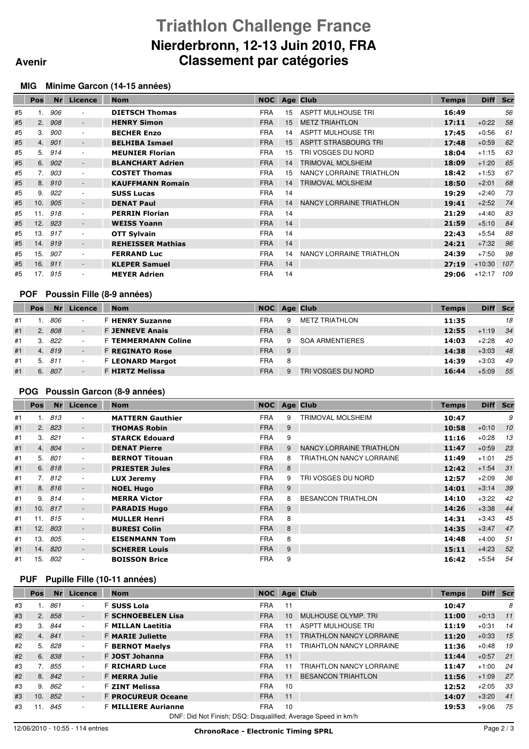# Triathlon Challenge France

## Nierderbronn, 12-13 Juin 2010, FRA

## Classement par catégories

**Avenir**

### MIG Minime Garcon (14-15 années)

| | Pos | Nr | Licence | Nom | NOC | Age | Club | Temps | Diff | Scr |
|---|---|---|---|---|---|---|---|---|---|---|
| #5 | 1. | 906 | - | **DIETSCH Thomas** | FRA | 15 | ASPTT MULHOUSE TRI | **16:49** | | 56 |
| #5 | 2. | 908 | - | **HENRY Simon** | FRA | 15 | METZ TRIAHTLON | **17:11** | +0:22 | 58 |
| #5 | 3. | 900 | - | **BECHER Enzo** | FRA | 14 | ASPTT MULHOUSE TRI | **17:45** | +0:56 | 61 |
| #5 | 4. | 901 | - | **BELHIBA Ismael** | FRA | 15 | ASPTT STRASBOURG TRI | **17:48** | +0:59 | 62 |
| #5 | 5. | 914 | - | **MEUNIER Florian** | FRA | 15 | TRI VOSGES DU NORD | **18:04** | +1:15 | 63 |
| #5 | 6. | 902 | - | **BLANCHART Adrien** | FRA | 14 | TRIMOVAL MOLSHEIM | **18:09** | +1:20 | 65 |
| #5 | 7. | 903 | - | **COSTET Thomas** | FRA | 15 | NANCY LORRAINE TRIATHLON | **18:42** | +1:53 | 67 |
| #5 | 8. | 910 | - | **KAUFFMANN Romain** | FRA | 14 | TRIMOVAL MOLSHEIM | **18:50** | +2:01 | 68 |
| #5 | 9. | 922 | - | **SUSS Lucas** | FRA | 14 | | **19:29** | +2:40 | 73 |
| #5 | 10. | 905 | - | **DENAT Paul** | FRA | 14 | NANCY LORRAINE TRIATHLON | **19:41** | +2:52 | 74 |
| #5 | 11. | 918 | - | **PERRIN Florian** | FRA | 14 | | **21:29** | +4:40 | 83 |
| #5 | 12. | 923 | - | **WEISS Yoann** | FRA | 14 | | **21:59** | +5:10 | 84 |
| #5 | 13. | 917 | - | **OTT Sylvain** | FRA | 14 | | **22:43** | +5:54 | 88 |
| #5 | 14. | 919 | - | **REHEISSER Mathias** | FRA | 14 | | **24:21** | +7:32 | 96 |
| #5 | 15. | 907 | - | **FERRAND Luc** | FRA | 14 | NANCY LORRAINE TRIATHLON | **24:39** | +7:50 | 98 |
| #5 | 16. | 911 | - | **KLEPER Samuel** | FRA | 14 | | **27:19** | +10:30 | 107 |
| #5 | 17. | 915 | - | **MEYER Adrien** | FRA | 14 | | **29:06** | +12:17 | 109 |

### POF Poussin Fille (8-9 années)

| | Pos | Nr | Licence | Nom | NOC | Age | Club | Temps | Diff | Scr |
|---|---|---|---|---|---|---|---|---|---|---|
| #1 | 1. | 806 | - | F **HENRY Suzanne** | FRA | 9 | METZ TRIATHLON | **11:35** | | 18 |
| #1 | 2. | 808 | - | F **JENNEVE Anais** | FRA | 8 | | **12:55** | +1:19 | 34 |
| #1 | 3. | 822 | - | F **TEMMERMANN Coline** | FRA | 9 | SOA ARMENTIERES | **14:03** | +2:28 | 40 |
| #1 | 4. | 819 | - | F **REGINATO Rose** | FRA | 9 | | **14:38** | +3:03 | 48 |
| #1 | 5. | 811 | - | F **LEONARD Margot** | FRA | 8 | | **14:39** | +3:03 | 49 |
| #1 | 6. | 807 | - | F **HIRTZ Melissa** | FRA | 9 | TRI VOSGES DU NORD | **16:44** | +5:09 | 55 |

### POG Poussin Garcon (8-9 années)

| | Pos | Nr | Licence | Nom | NOC | Age | Club | Temps | Diff | Scr |
|---|---|---|---|---|---|---|---|---|---|---|
| #1 | 1. | 813 | - | **MATTERN Gauthier** | FRA | 9 | TRIMOVAL MOLSHEIM | **10:47** | | 9 |
| #1 | 2. | 823 | - | **THOMAS Robin** | FRA | 9 | | **10:58** | +0:10 | 10 |
| #1 | 3. | 821 | - | **STARCK Edouard** | FRA | 9 | | **11:16** | +0:28 | 13 |
| #1 | 4. | 804 | - | **DENAT Pierre** | FRA | 9 | NANCY LORRAINE TRIATHLON | **11:47** | +0:59 | 23 |
| #1 | 5. | 801 | - | **BERNOT Titouan** | FRA | 8 | TRIATHLON NANCY LORRAINE | **11:49** | +1:01 | 25 |
| #1 | 6. | 818 | - | **PRIESTER Jules** | FRA | 8 | | **12:42** | +1:54 | 31 |
| #1 | 7. | 812 | - | **LUX Jeremy** | FRA | 9 | TRI VOSGES DU NORD | **12:57** | +2:09 | 36 |
| #1 | 8. | 816 | - | **NOEL Hugo** | FRA | 9 | | **14:01** | +3:14 | 39 |
| #1 | 9. | 814 | - | **MERRA Victor** | FRA | 8 | BESANCON TRIATHLON | **14:10** | +3:22 | 42 |
| #1 | 10. | 817 | - | **PARADIS Hugo** | FRA | 9 | | **14:26** | +3:38 | 44 |
| #1 | 11. | 815 | - | **MULLER Henri** | FRA | 8 | | **14:31** | +3:43 | 45 |
| #1 | 12. | 803 | - | **BURESI Colin** | FRA | 8 | | **14:35** | +3:47 | 47 |
| #1 | 13. | 805 | - | **EISENMANN Tom** | FRA | 8 | | **14:48** | +4:00 | 51 |
| #1 | 14. | 820 | - | **SCHERER Louis** | FRA | 9 | | **15:11** | +4:23 | 52 |
| #1 | 15. | 802 | - | **BOISSON Brice** | FRA | 9 | | **16:42** | +5:54 | 54 |

### PUF Pupille Fille (10-11 années)

| | Pos | Nr | Licence | Nom | NOC | Age | Club | Temps | Diff | Scr |
|---|---|---|---|---|---|---|---|---|---|---|
| #3 | 1. | 861 | - | F **SUSS Lola** | FRA | 11 | | **10:47** | | 8 |
| #3 | 2. | 858 | - | F **SCHNOEBELEN Lisa** | FRA | 10 | MULHOUSE OLYMP. TRI | **11:00** | +0:13 | 11 |
| #3 | 3. | 844 | - | F **MILLAN Laetitia** | FRA | 11 | ASPTT MULHOUSE TRI | **11:19** | +0:31 | 14 |
| #2 | 4. | 841 | - | F **MARIE Juliette** | FRA | 11 | TRIATHLON NANCY LORRAINE | **11:20** | +0:33 | 15 |
| #2 | 5. | 828 | - | F **BERNOT Maelys** | FRA | 11 | TRIAHTLON NANCY LORRAINE | **11:36** | +0:48 | 19 |
| #2 | 6. | 838 | - | F **JOST Johanna** | FRA | 11 | | **11:44** | +0:57 | 21 |
| #3 | 7. | 855 | - | F **RICHARD Luce** | FRA | 11 | TRIAHTLON NANCY LORRAINE | **11:47** | +1:00 | 24 |
| #2 | 8. | 842 | - | F **MERRA Julie** | FRA | 11 | BESANCON TRIAHTLON | **11:56** | +1:09 | 27 |
| #3 | 9. | 862 | - | F **ZINT Melissa** | FRA | 10 | | **12:52** | +2:05 | 33 |
| #3 | 10. | 852 | - | F **PROCUREUR Oceane** | FRA | 11 | | **14:07** | +3:20 | 41 |
| #3 | 11. | 845 | - | F **MILLIERE Aurianne** | FRA | 10 | | **19:53** | +9:06 | 75 |

DNF: Did Not Finish; DSQ: Disqualified; Average Speed in km/h

12/06/2010 - 10:55 - 114 entries

**ChronoRace - Electronic Timing SPRL**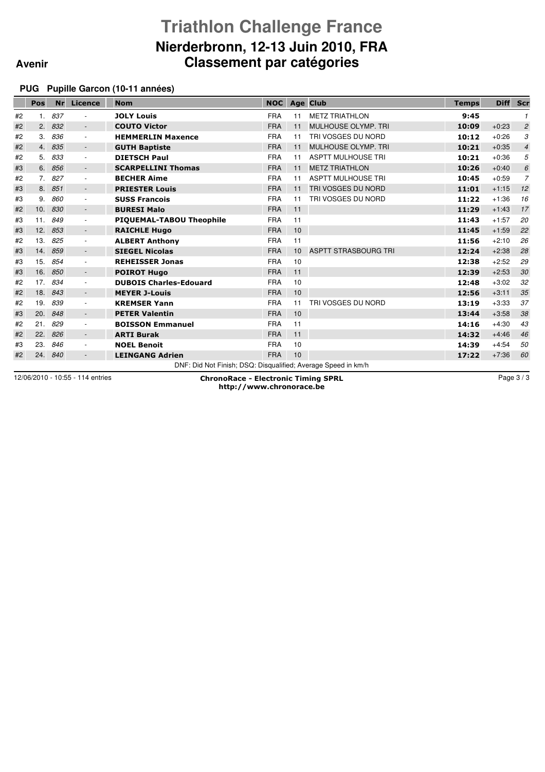# Triathlon Challenge France

## Nierderbronn, 12-13 Juin 2010, FRA

## Classement par catégories

**Avenir**

### PUG Pupille Garcon (10-11 années)

| | Pos | Nr | Licence | Nom | NOC | Age | Club | Temps | Diff | Scr |
|---|---|---|---|---|---|---|---|---|---|---|
| #2 | 1. | 837 | - | **JOLY Louis** | FRA | 11 | METZ TRIATHLON | **9:45** | | 1 |
| #2 | 2. | 832 | - | **COUTO Victor** | FRA | 11 | MULHOUSE OLYMP. TRI | **10:09** | +0:23 | 2 |
| #2 | 3. | 836 | - | **HEMMERLIN Maxence** | FRA | 11 | TRI VOSGES DU NORD | **10:12** | +0:26 | 3 |
| #2 | 4. | 835 | - | **GUTH Baptiste** | FRA | 11 | MULHOUSE OLYMP. TRI | **10:21** | +0:35 | 4 |
| #2 | 5. | 833 | - | **DIETSCH Paul** | FRA | 11 | ASPTT MULHOUSE TRI | **10:21** | +0:36 | 5 |
| #3 | 6. | 856 | - | **SCARPELLINI Thomas** | FRA | 11 | METZ TRIATHLON | **10:26** | +0:40 | 6 |
| #2 | 7. | 827 | - | **BECHER Aime** | FRA | 11 | ASPTT MULHOUSE TRI | **10:45** | +0:59 | 7 |
| #3 | 8. | 851 | - | **PRIESTER Louis** | FRA | 11 | TRI VOSGES DU NORD | **11:01** | +1:15 | 12 |
| #3 | 9. | 860 | - | **SUSS Francois** | FRA | 11 | TRI VOSGES DU NORD | **11:22** | +1:36 | 16 |
| #2 | 10. | 830 | - | **BURESI Malo** | FRA | 11 | | **11:29** | +1:43 | 17 |
| #3 | 11. | 849 | - | **PIQUEMAL-TABOU Theophile** | FRA | 11 | | **11:43** | +1:57 | 20 |
| #3 | 12. | 853 | - | **RAICHLE Hugo** | FRA | 10 | | **11:45** | +1:59 | 22 |
| #2 | 13. | 825 | - | **ALBERT Anthony** | FRA | 11 | | **11:56** | +2:10 | 26 |
| #3 | 14. | 859 | - | **SIEGEL Nicolas** | FRA | 10 | ASPTT STRASBOURG TRI | **12:24** | +2:38 | 28 |
| #3 | 15. | 854 | - | **REHEISSER Jonas** | FRA | 10 | | **12:38** | +2:52 | 29 |
| #3 | 16. | 850 | - | **POIROT Hugo** | FRA | 11 | | **12:39** | +2:53 | 30 |
| #2 | 17. | 834 | - | **DUBOIS Charles-Edouard** | FRA | 10 | | **12:48** | +3:02 | 32 |
| #2 | 18. | 843 | - | **MEYER J-Louis** | FRA | 10 | | **12:56** | +3:11 | 35 |
| #2 | 19. | 839 | - | **KREMSER Yann** | FRA | 11 | TRI VOSGES DU NORD | **13:19** | +3:33 | 37 |
| #3 | 20. | 848 | - | **PETER Valentin** | FRA | 10 | | **13:44** | +3:58 | 38 |
| #2 | 21. | 829 | - | **BOISSON Emmanuel** | FRA | 11 | | **14:16** | +4:30 | 43 |
| #2 | 22. | 826 | - | **ARTI Burak** | FRA | 11 | | **14:32** | +4:46 | 46 |
| #3 | 23. | 846 | - | **NOEL Benoit** | FRA | 10 | | **14:39** | +4:54 | 50 |
| #2 | 24. | 840 | - | **LEINGANG Adrien** | FRA | 10 | | **17:22** | +7:36 | 60 |

DNF: Did Not Finish; DSQ: Disqualified; Average Speed in km/h

12/06/2010 - 10:55 - 114 entries

**ChronoRace - Electronic Timing SPRL**
**http://www.chronorace.be**